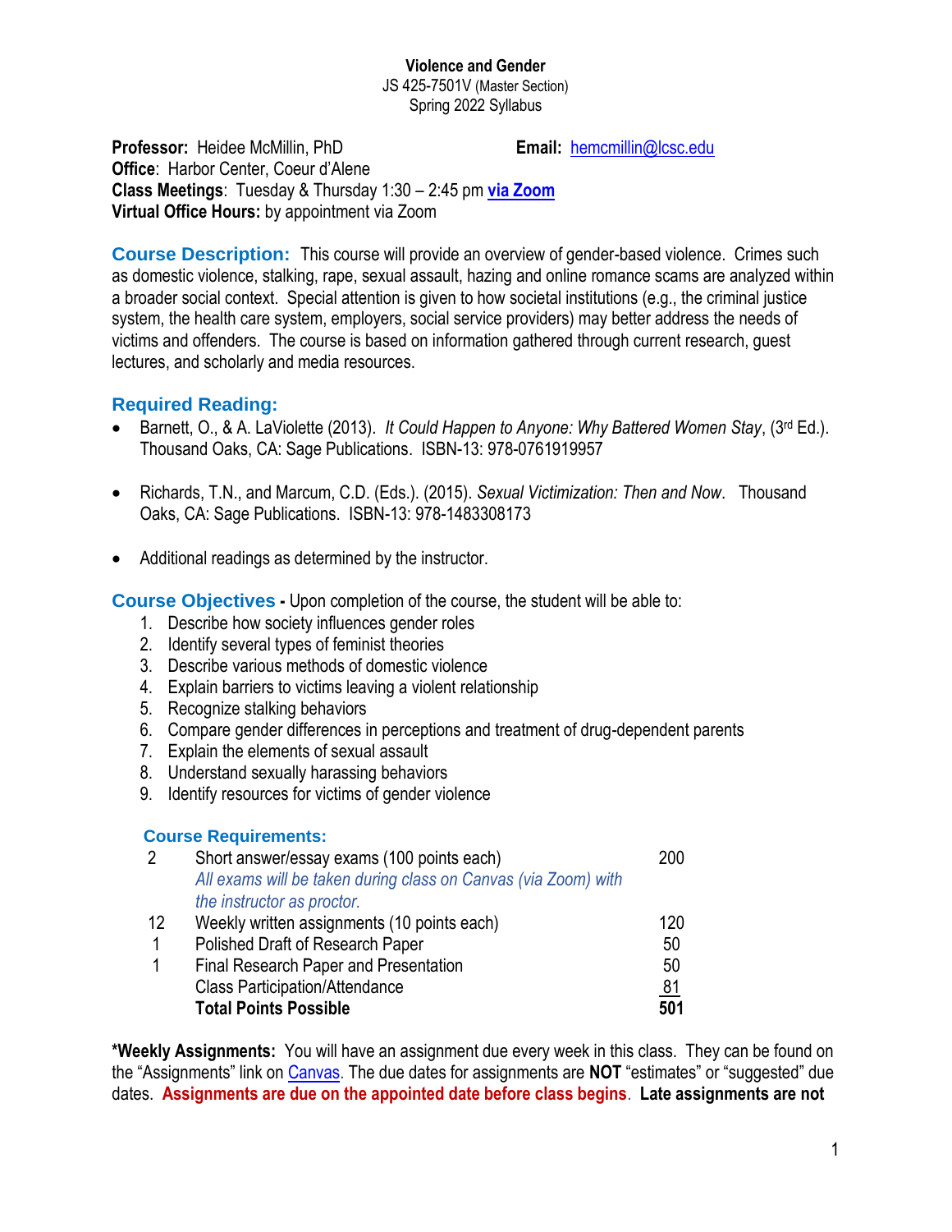**Violence and Gender**
JS 425-7501V (Master Section)
Spring 2022 Syllabus

**Professor:** Heidee McMillin, PhD **Email:** hemcmillin@lcsc.edu
**Office**: Harbor Center, Coeur d'Alene
**Class Meetings**: Tuesday & Thursday 1:30 – 2:45 pm **via Zoom**
**Virtual Office Hours:** by appointment via Zoom

## Course Description:

This course will provide an overview of gender-based violence. Crimes such as domestic violence, stalking, rape, sexual assault, hazing and online romance scams are analyzed within a broader social context. Special attention is given to how societal institutions (e.g., the criminal justice system, the health care system, employers, social service providers) may better address the needs of victims and offenders. The course is based on information gathered through current research, guest lectures, and scholarly and media resources.

## Required Reading:

- Barnett, O., & A. LaViolette (2013). *It Could Happen to Anyone: Why Battered Women Stay*, (3rd Ed.). Thousand Oaks, CA: Sage Publications. ISBN-13: 978-0761919957

- Richards, T.N., and Marcum, C.D. (Eds.). (2015). *Sexual Victimization: Then and Now*. Thousand Oaks, CA: Sage Publications. ISBN-13: 978-1483308173

- Additional readings as determined by the instructor.

## Course Objectives - Upon completion of the course, the student will be able to:

1. Describe how society influences gender roles
2. Identify several types of feminist theories
3. Describe various methods of domestic violence
4. Explain barriers to victims leaving a violent relationship
5. Recognize stalking behaviors
6. Compare gender differences in perceptions and treatment of drug-dependent parents
7. Explain the elements of sexual assault
8. Understand sexually harassing behaviors
9. Identify resources for victims of gender violence

### Course Requirements:

| | | |
|---|---|---|
| 2 | Short answer/essay exams (100 points each)<br>*All exams will be taken during class on Canvas (via Zoom) with the instructor as proctor.* | 200 |
| 12 | Weekly written assignments (10 points each) | 120 |
| 1 | Polished Draft of Research Paper | 50 |
| 1 | Final Research Paper and Presentation | 50 |
| | Class Participation/Attendance | 81 |
| | **Total Points Possible** | **501** |

**\*Weekly Assignments:** You will have an assignment due every week in this class. They can be found on the "Assignments" link on Canvas. The due dates for assignments are **NOT** "estimates" or "suggested" due dates. **Assignments are due on the appointed date before class begins**. **Late assignments are not**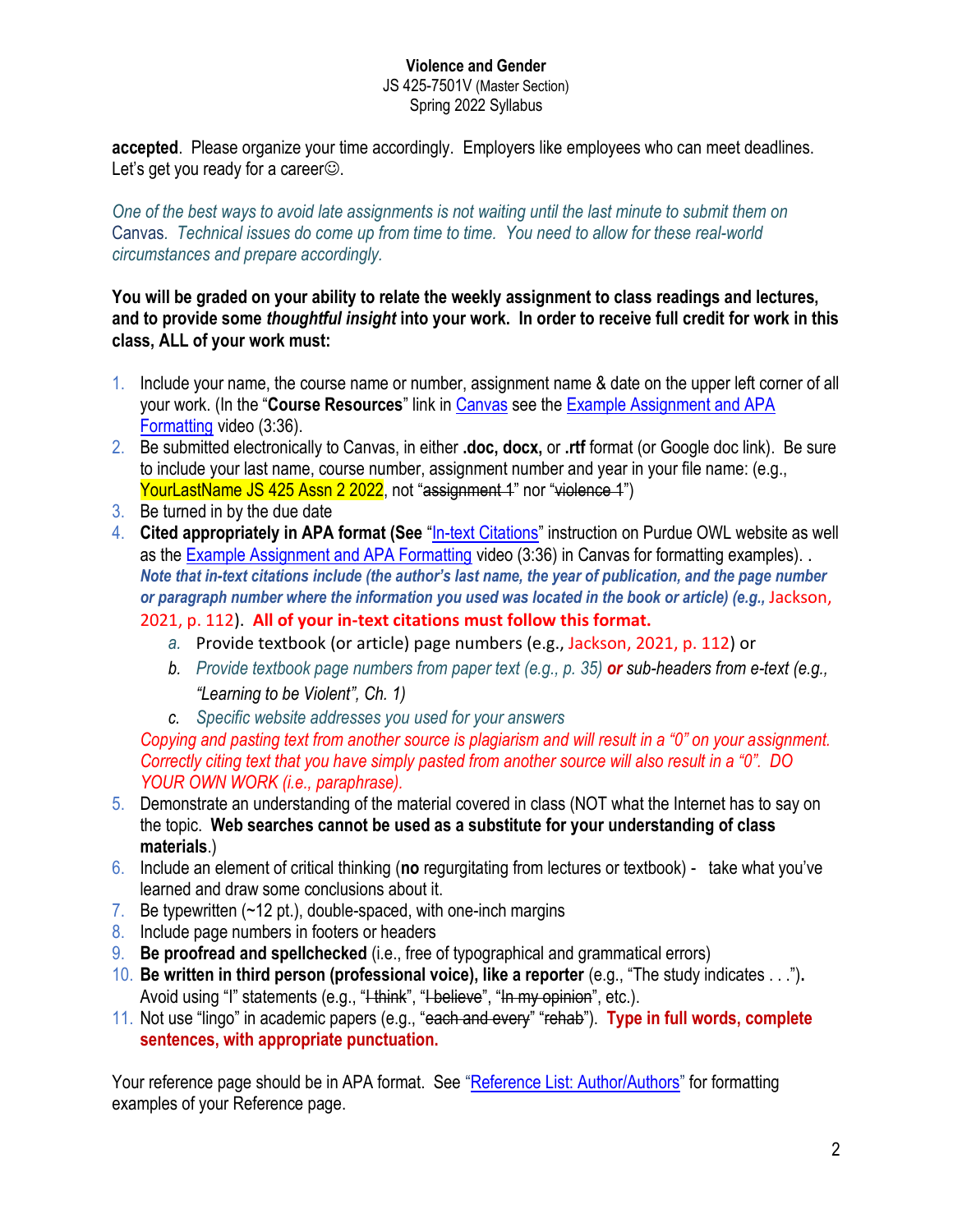**accepted**. Please organize your time accordingly. Employers like employees who can meet deadlines. Let's get you ready for a career☺.

*One of the best ways to avoid late assignments is not waiting until the last minute to submit them on* Canvas*. Technical issues do come up from time to time. You need to allow for these real-world circumstances and prepare accordingly.*

**You will be graded on your ability to relate the weekly assignment to class readings and lectures, and to provide some *thoughtful insight* into your work. In order to receive full credit for work in this class, ALL of your work must:**

1. Include your name, the course name or number, assignment name & date on the upper left corner of all your work. (In the "**Course Resources**" link in Canvas see the Example Assignment and APA Formatting video (3:36).
2. Be submitted electronically to Canvas, in either **.doc, docx,** or **.rtf** format (or Google doc link). Be sure to include your last name, course number, assignment number and year in your file name: (e.g., YourLastName JS 425 Assn 2 2022, not "~~assignment 1~~" nor "~~violence 1~~")
3. Be turned in by the due date
4. **Cited appropriately in APA format (See** "In-text Citations" instruction on Purdue OWL website as well as the Example Assignment and APA Formatting video (3:36) in Canvas for formatting examples). . ***Note that in-text citations include (the author's last name, the year of publication, and the page number or paragraph number where the information you used was located in the book or article) (e.g.,*** Jackson, 2021, p. 112). **All of your in-text citations must follow this format.**
   a. Provide textbook (or article) page numbers (e.g., Jackson, 2021, p. 112) or
   b. *Provide textbook page numbers from paper text (e.g., p. 35)* ***or*** *sub-headers from e-text (e.g., "Learning to be Violent", Ch. 1)*
   c. *Specific website addresses you used for your answers*

   *Copying and pasting text from another source is plagiarism and will result in a "0" on your assignment. Correctly citing text that you have simply pasted from another source will also result in a "0". DO YOUR OWN WORK (i.e., paraphrase).*
5. Demonstrate an understanding of the material covered in class (NOT what the Internet has to say on the topic. **Web searches cannot be used as a substitute for your understanding of class materials**.)
6. Include an element of critical thinking (**no** regurgitating from lectures or textbook) - take what you've learned and draw some conclusions about it.
7. Be typewritten (~12 pt.), double-spaced, with one-inch margins
8. Include page numbers in footers or headers
9. **Be proofread and spellchecked** (i.e., free of typographical and grammatical errors)
10. **Be written in third person (professional voice), like a reporter** (e.g., "The study indicates . . .")**.** Avoid using "I" statements (e.g., "~~I think~~", "~~I believe~~", "~~In my opinion~~", etc.).
11. Not use "lingo" in academic papers (e.g., "~~each and every~~" "~~rehab~~"). **Type in full words, complete sentences, with appropriate punctuation.**

Your reference page should be in APA format. See "Reference List: Author/Authors" for formatting examples of your Reference page.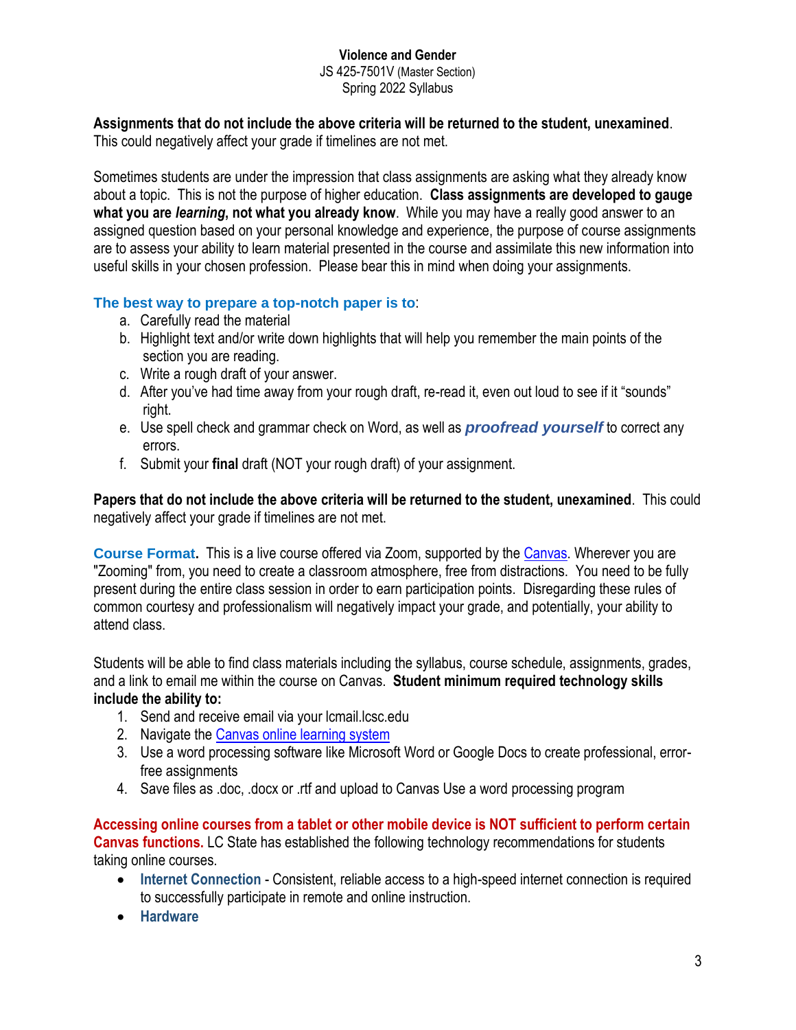**Assignments that do not include the above criteria will be returned to the student, unexamined**. This could negatively affect your grade if timelines are not met.

Sometimes students are under the impression that class assignments are asking what they already know about a topic. This is not the purpose of higher education. **Class assignments are developed to gauge what you are *learning*, not what you already know**. While you may have a really good answer to an assigned question based on your personal knowledge and experience, the purpose of course assignments are to assess your ability to learn material presented in the course and assimilate this new information into useful skills in your chosen profession. Please bear this in mind when doing your assignments.

**The best way to prepare a top-notch paper is to**:

a. Carefully read the material
b. Highlight text and/or write down highlights that will help you remember the main points of the section you are reading.
c. Write a rough draft of your answer.
d. After you've had time away from your rough draft, re-read it, even out loud to see if it "sounds" right.
e. Use spell check and grammar check on Word, as well as ***proofread yourself*** to correct any errors.
f. Submit your **final** draft (NOT your rough draft) of your assignment.

**Papers that do not include the above criteria will be returned to the student, unexamined**. This could negatively affect your grade if timelines are not met.

**Course Format.** This is a live course offered via Zoom, supported by the Canvas. Wherever you are "Zooming" from, you need to create a classroom atmosphere, free from distractions. You need to be fully present during the entire class session in order to earn participation points. Disregarding these rules of common courtesy and professionalism will negatively impact your grade, and potentially, your ability to attend class.

Students will be able to find class materials including the syllabus, course schedule, assignments, grades, and a link to email me within the course on Canvas. **Student minimum required technology skills include the ability to:**

1. Send and receive email via your lcmail.lcsc.edu
2. Navigate the Canvas online learning system
3. Use a word processing software like Microsoft Word or Google Docs to create professional, error-free assignments
4. Save files as .doc, .docx or .rtf and upload to Canvas Use a word processing program

**Accessing online courses from a tablet or other mobile device is NOT sufficient to perform certain Canvas functions.** LC State has established the following technology recommendations for students taking online courses.

- **Internet Connection** - Consistent, reliable access to a high-speed internet connection is required to successfully participate in remote and online instruction.
- **Hardware**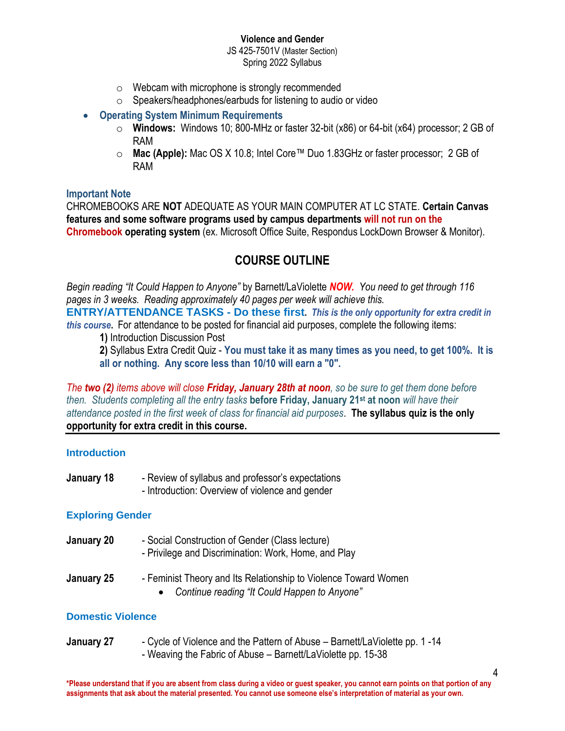- Webcam with microphone is strongly recommended
- Speakers/headphones/earbuds for listening to audio or video

- **Operating System Minimum Requirements**
  - **Windows:** Windows 10; 800-MHz or faster 32-bit (x86) or 64-bit (x64) processor; 2 GB of RAM
  - **Mac (Apple):** Mac OS X 10.8; Intel Core™ Duo 1.83GHz or faster processor; 2 GB of RAM

**Important Note**

CHROMEBOOKS ARE **NOT** ADEQUATE AS YOUR MAIN COMPUTER AT LC STATE. **Certain Canvas features and some software programs used by campus departments will not run on the Chromebook operating system** (ex. Microsoft Office Suite, Respondus LockDown Browser & Monitor).

## COURSE OUTLINE

*Begin reading "It Could Happen to Anyone" by Barnett/LaViolette* ***NOW.*** *You need to get through 116 pages in 3 weeks. Reading approximately 40 pages per week will achieve this.*

**ENTRY/ATTENDANCE TASKS - Do these first.** ***This is the only opportunity for extra credit in this course.*** For attendance to be posted for financial aid purposes, complete the following items:

**1)** Introduction Discussion Post

**2)** Syllabus Extra Credit Quiz - **You must take it as many times as you need, to get 100%. It is all or nothing. Any score less than 10/10 will earn a "0".**

*The* ***two (2)*** *items above will close* ***Friday, January 28th at noon****, so be sure to get them done before then. Students completing all the entry tasks* **before Friday, January 21st at noon** *will have their attendance posted in the first week of class for financial aid purposes*. **The syllabus quiz is the only opportunity for extra credit in this course.**

---

### Introduction

**January 18** - Review of syllabus and professor's expectations
- Introduction: Overview of violence and gender

### Exploring Gender

**January 20** - Social Construction of Gender (Class lecture)
- Privilege and Discrimination: Work, Home, and Play

**January 25** - Feminist Theory and Its Relationship to Violence Toward Women
- *Continue reading "It Could Happen to Anyone"*

### Domestic Violence

**January 27** - Cycle of Violence and the Pattern of Abuse – Barnett/LaViolette pp. 1 -14
- Weaving the Fabric of Abuse – Barnett/LaViolette pp. 15-38

**\*Please understand that if you are absent from class during a video or guest speaker, you cannot earn points on that portion of any assignments that ask about the material presented. You cannot use someone else's interpretation of material as your own.**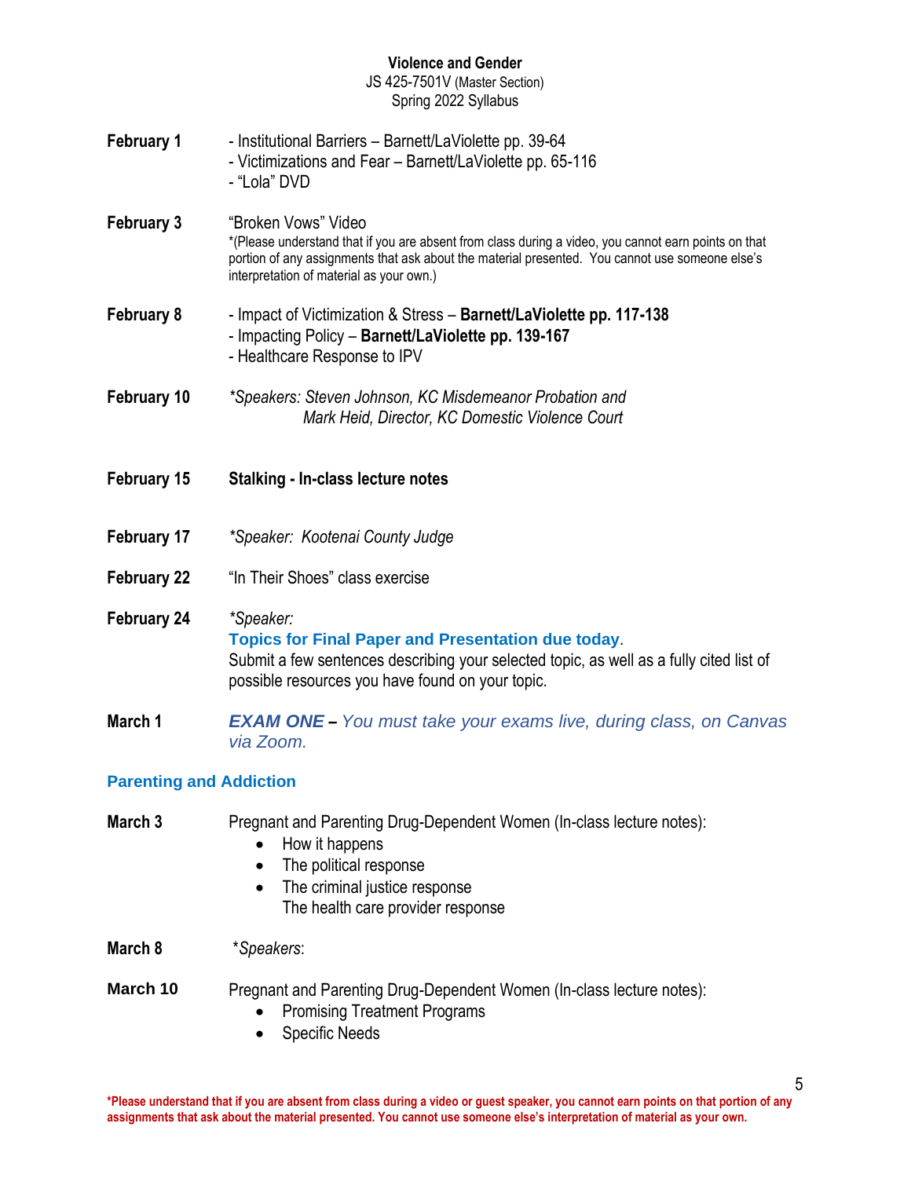**Violence and Gender**
JS 425-7501V (Master Section)
Spring 2022 Syllabus

**February 1**
- Institutional Barriers – Barnett/LaViolette pp. 39-64
- Victimizations and Fear – Barnett/LaViolette pp. 65-116
- "Lola" DVD

**February 3**
"Broken Vows" Video
*(Please understand that if you are absent from class during a video, you cannot earn points on that portion of any assignments that ask about the material presented. You cannot use someone else's interpretation of material as your own.)

**February 8**
- Impact of Victimization & Stress – **Barnett/LaViolette pp. 117-138**
- Impacting Policy – **Barnett/LaViolette pp. 139-167**
- Healthcare Response to IPV

**February 10**
*\*Speakers: Steven Johnson, KC Misdemeanor Probation and Mark Heid, Director, KC Domestic Violence Court*

**February 15**
**Stalking - In-class lecture notes**

**February 17**
*\*Speaker: Kootenai County Judge*

**February 22**
"In Their Shoes" class exercise

**February 24**
*\*Speaker:*
**Topics for Final Paper and Presentation due today**.
Submit a few sentences describing your selected topic, as well as a fully cited list of possible resources you have found on your topic.

**March 1**
***EXAM ONE –** You must take your exams live, during class, on Canvas via Zoom.*

## Parenting and Addiction

**March 3**
Pregnant and Parenting Drug-Dependent Women (In-class lecture notes):
- How it happens
- The political response
- The criminal justice response
  The health care provider response

**March 8**
*\*Speakers*:

**March 10**
Pregnant and Parenting Drug-Dependent Women (In-class lecture notes):
- Promising Treatment Programs
- Specific Needs

**\*Please understand that if you are absent from class during a video or guest speaker, you cannot earn points on that portion of any assignments that ask about the material presented. You cannot use someone else's interpretation of material as your own.**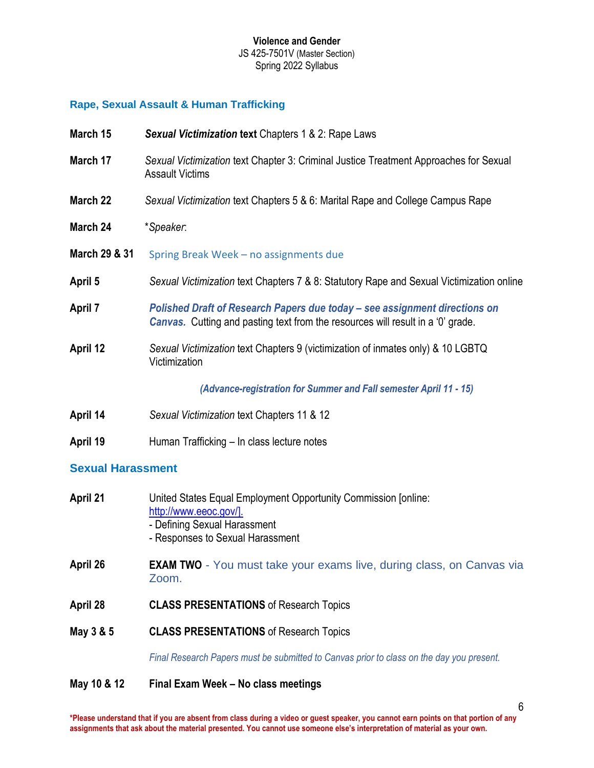### Rape, Sexual Assault & Human Trafficking

**March 15** ***Sexual Victimization* text** Chapters 1 & 2: Rape Laws

**March 17** *Sexual Victimization* text Chapter 3: Criminal Justice Treatment Approaches for Sexual Assault Victims

**March 22** *Sexual Victimization* text Chapters 5 & 6: Marital Rape and College Campus Rape

**March 24** \**Speaker*:

**March 29 & 31** Spring Break Week – no assignments due

**April 5** *Sexual Victimization* text Chapters 7 & 8: Statutory Rape and Sexual Victimization online

**April 7** ***Polished Draft of Research Papers due today – see assignment directions on Canvas.*** Cutting and pasting text from the resources will result in a '0' grade.

**April 12** *Sexual Victimization* text Chapters 9 (victimization of inmates only) & 10 LGBTQ Victimization

***(Advance-registration for Summer and Fall semester April 11 - 15)***

**April 14** *Sexual Victimization* text Chapters 11 & 12

**April 19** Human Trafficking – In class lecture notes

### Sexual Harassment

**April 21** United States Equal Employment Opportunity Commission [online: http://www.eeoc.gov/].
- Defining Sexual Harassment
- Responses to Sexual Harassment

**April 26** **EXAM TWO** - You must take your exams live, during class, on Canvas via Zoom.

**April 28** **CLASS PRESENTATIONS** of Research Topics

**May 3 & 5** **CLASS PRESENTATIONS** of Research Topics

*Final Research Papers must be submitted to Canvas prior to class on the day you present.*

**May 10 & 12** **Final Exam Week – No class meetings**

**\*Please understand that if you are absent from class during a video or guest speaker, you cannot earn points on that portion of any assignments that ask about the material presented. You cannot use someone else's interpretation of material as your own.**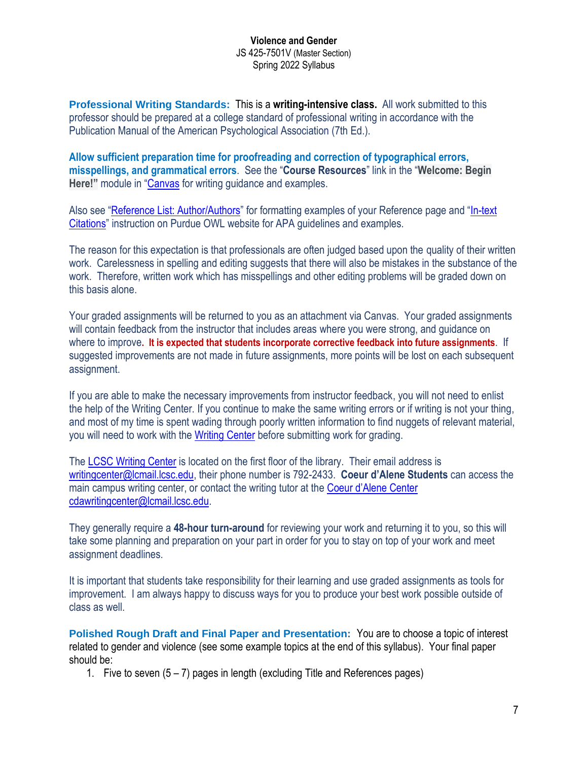**Professional Writing Standards:** This is a **writing-intensive class.** All work submitted to this professor should be prepared at a college standard of professional writing in accordance with the Publication Manual of the American Psychological Association (7th Ed.).

**Allow sufficient preparation time for proofreading and correction of typographical errors, misspellings, and grammatical errors**. See the "**Course Resources**" link in the "**Welcome: Begin Here!"** module in "Canvas" for writing guidance and examples.

Also see "Reference List: Author/Authors" for formatting examples of your Reference page and "In-text Citations" instruction on Purdue OWL website for APA guidelines and examples.

The reason for this expectation is that professionals are often judged based upon the quality of their written work. Carelessness in spelling and editing suggests that there will also be mistakes in the substance of the work. Therefore, written work which has misspellings and other editing problems will be graded down on this basis alone.

Your graded assignments will be returned to you as an attachment via Canvas. Your graded assignments will contain feedback from the instructor that includes areas where you were strong, and guidance on where to improve**. It is expected that students incorporate corrective feedback into future assignments**. If suggested improvements are not made in future assignments, more points will be lost on each subsequent assignment.

If you are able to make the necessary improvements from instructor feedback, you will not need to enlist the help of the Writing Center. If you continue to make the same writing errors or if writing is not your thing, and most of my time is spent wading through poorly written information to find nuggets of relevant material, you will need to work with the Writing Center before submitting work for grading.

The LCSC Writing Center is located on the first floor of the library. Their email address is writingcenter@lcmail.lcsc.edu, their phone number is 792-2433. **Coeur d'Alene Students** can access the main campus writing center, or contact the writing tutor at the Coeur d'Alene Center cdawritingcenter@lcmail.lcsc.edu.

They generally require a **48-hour turn-around** for reviewing your work and returning it to you, so this will take some planning and preparation on your part in order for you to stay on top of your work and meet assignment deadlines.

It is important that students take responsibility for their learning and use graded assignments as tools for improvement. I am always happy to discuss ways for you to produce your best work possible outside of class as well.

**Polished Rough Draft and Final Paper and Presentation:** You are to choose a topic of interest related to gender and violence (see some example topics at the end of this syllabus). Your final paper should be:

1. Five to seven (5 – 7) pages in length (excluding Title and References pages)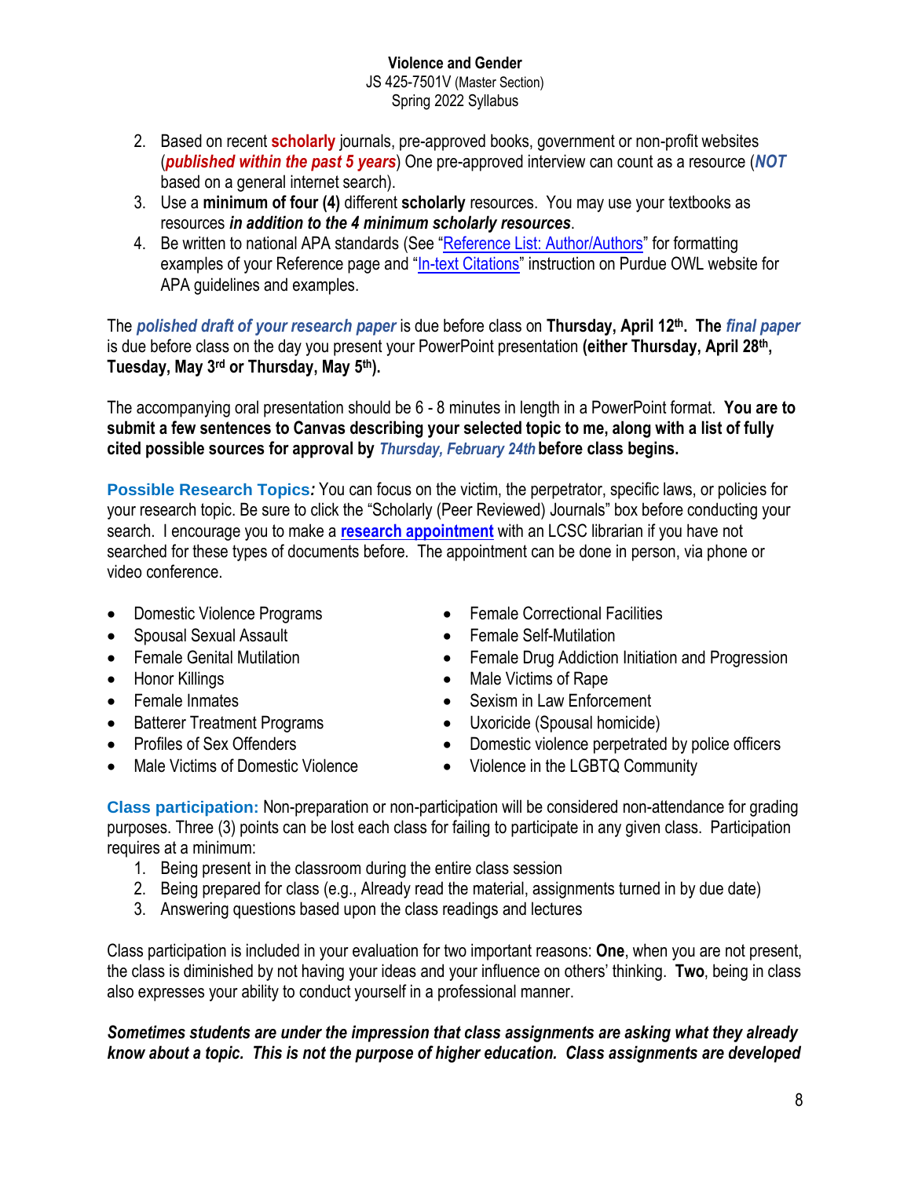2. Based on recent **scholarly** journals, pre-approved books, government or non-profit websites (***published within the past 5 years***) One pre-approved interview can count as a resource (***NOT*** based on a general internet search).
3. Use a **minimum of four (4)** different **scholarly** resources. You may use your textbooks as resources ***in addition to the 4 minimum scholarly resources***.
4. Be written to national APA standards (See "Reference List: Author/Authors" for formatting examples of your Reference page and "In-text Citations" instruction on Purdue OWL website for APA guidelines and examples.

The ***polished draft of your research paper*** is due before class on **Thursday, April 12th. The *final paper*** is due before class on the day you present your PowerPoint presentation **(either Thursday, April 28th, Tuesday, May 3rd or Thursday, May 5th).**

The accompanying oral presentation should be 6 - 8 minutes in length in a PowerPoint format. **You are to submit a few sentences to Canvas describing your selected topic to me, along with a list of fully cited possible sources for approval by *Thursday, February 24th* before class begins.**

**Possible Research Topics*:*** You can focus on the victim, the perpetrator, specific laws, or policies for your research topic. Be sure to click the "Scholarly (Peer Reviewed) Journals" box before conducting your search. I encourage you to make a **research appointment** with an LCSC librarian if you have not searched for these types of documents before. The appointment can be done in person, via phone or video conference.

- Domestic Violence Programs
- Spousal Sexual Assault
- Female Genital Mutilation
- Honor Killings
- Female Inmates
- Batterer Treatment Programs
- Profiles of Sex Offenders
- Male Victims of Domestic Violence
- Female Correctional Facilities
- Female Self-Mutilation
- Female Drug Addiction Initiation and Progression
- Male Victims of Rape
- Sexism in Law Enforcement
- Uxoricide (Spousal homicide)
- Domestic violence perpetrated by police officers
- Violence in the LGBTQ Community

**Class participation:** Non-preparation or non-participation will be considered non-attendance for grading purposes. Three (3) points can be lost each class for failing to participate in any given class. Participation requires at a minimum:

1. Being present in the classroom during the entire class session
2. Being prepared for class (e.g., Already read the material, assignments turned in by due date)
3. Answering questions based upon the class readings and lectures

Class participation is included in your evaluation for two important reasons: **One**, when you are not present, the class is diminished by not having your ideas and your influence on others' thinking. **Two**, being in class also expresses your ability to conduct yourself in a professional manner.

***Sometimes students are under the impression that class assignments are asking what they already know about a topic. This is not the purpose of higher education. Class assignments are developed***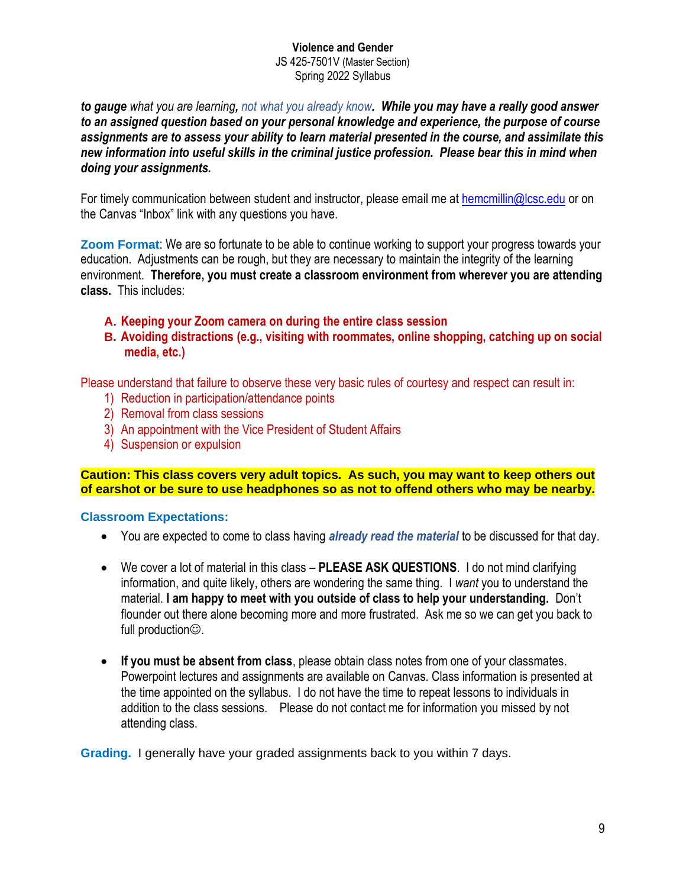***to gauge** what you are learning, not what you already know. **While you may have a really good answer to an assigned question based on your personal knowledge and experience, the purpose of course assignments are to assess your ability to learn material presented in the course, and assimilate this new information into useful skills in the criminal justice profession. Please bear this in mind when doing your assignments.***

For timely communication between student and instructor, please email me at hemcmillin@lcsc.edu or on the Canvas "Inbox" link with any questions you have.

**Zoom Format**: We are so fortunate to be able to continue working to support your progress towards your education. Adjustments can be rough, but they are necessary to maintain the integrity of the learning environment. **Therefore, you must create a classroom environment from wherever you are attending class.** This includes:

A. **Keeping your Zoom camera on during the entire class session**
B. **Avoiding distractions (e.g., visiting with roommates, online shopping, catching up on social media, etc.)**

Please understand that failure to observe these very basic rules of courtesy and respect can result in:

1) Reduction in participation/attendance points
2) Removal from class sessions
3) An appointment with the Vice President of Student Affairs
4) Suspension or expulsion

**Caution: This class covers very adult topics. As such, you may want to keep others out of earshot or be sure to use headphones so as not to offend others who may be nearby.**

**Classroom Expectations:**

- You are expected to come to class having ***already read the material*** to be discussed for that day.

- We cover a lot of material in this class – **PLEASE ASK QUESTIONS**. I do not mind clarifying information, and quite likely, others are wondering the same thing. I *want* you to understand the material. **I am happy to meet with you outside of class to help your understanding.** Don't flounder out there alone becoming more and more frustrated. Ask me so we can get you back to full production☺.

- **If you must be absent from class**, please obtain class notes from one of your classmates. Powerpoint lectures and assignments are available on Canvas. Class information is presented at the time appointed on the syllabus. I do not have the time to repeat lessons to individuals in addition to the class sessions. Please do not contact me for information you missed by not attending class.

**Grading.** I generally have your graded assignments back to you within 7 days.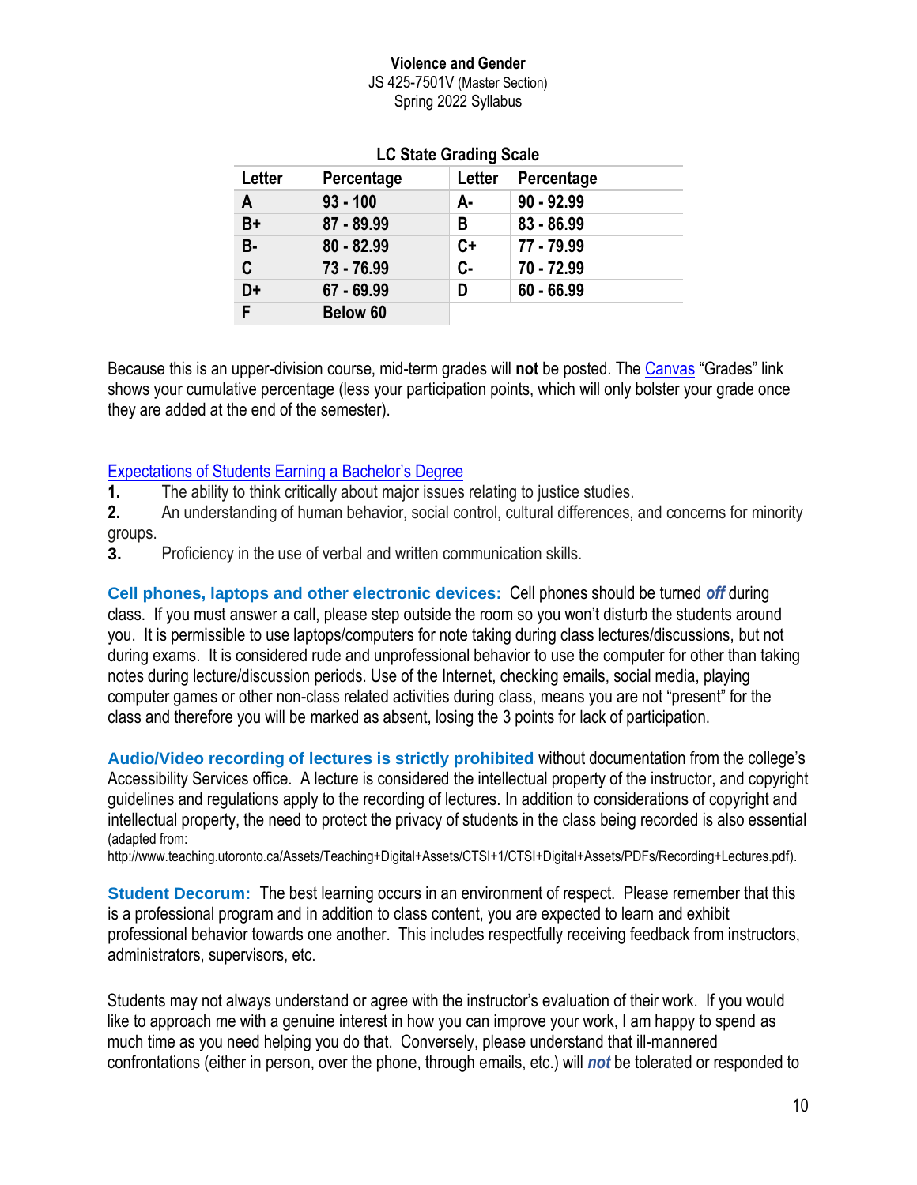**Violence and Gender**
JS 425-7501V (Master Section)
Spring 2022 Syllabus

**LC State Grading Scale**

| Letter | Percentage | Letter | Percentage |
|---|---|---|---|
| **A** | **93 - 100** | **A-** | **90 - 92.99** |
| **B+** | **87 - 89.99** | **B** | **83 - 86.99** |
| **B-** | **80 - 82.99** | **C+** | **77 - 79.99** |
| **C** | **73 - 76.99** | **C-** | **70 - 72.99** |
| **D+** | **67 - 69.99** | **D** | **60 - 66.99** |
| **F** | **Below 60** | | |

Because this is an upper-division course, mid-term grades will **not** be posted. The Canvas "Grades" link shows your cumulative percentage (less your participation points, which will only bolster your grade once they are added at the end of the semester).

Expectations of Students Earning a Bachelor's Degree

1. The ability to think critically about major issues relating to justice studies.
2. An understanding of human behavior, social control, cultural differences, and concerns for minority groups.
3. Proficiency in the use of verbal and written communication skills.

**Cell phones, laptops and other electronic devices:** Cell phones should be turned ***off*** during class. If you must answer a call, please step outside the room so you won't disturb the students around you. It is permissible to use laptops/computers for note taking during class lectures/discussions, but not during exams. It is considered rude and unprofessional behavior to use the computer for other than taking notes during lecture/discussion periods. Use of the Internet, checking emails, social media, playing computer games or other non-class related activities during class, means you are not "present" for the class and therefore you will be marked as absent, losing the 3 points for lack of participation.

**Audio/Video recording of lectures is strictly prohibited** without documentation from the college's Accessibility Services office. A lecture is considered the intellectual property of the instructor, and copyright guidelines and regulations apply to the recording of lectures. In addition to considerations of copyright and intellectual property, the need to protect the privacy of students in the class being recorded is also essential (adapted from: http://www.teaching.utoronto.ca/Assets/Teaching+Digital+Assets/CTSI+1/CTSI+Digital+Assets/PDFs/Recording+Lectures.pdf).

**Student Decorum:** The best learning occurs in an environment of respect. Please remember that this is a professional program and in addition to class content, you are expected to learn and exhibit professional behavior towards one another. This includes respectfully receiving feedback from instructors, administrators, supervisors, etc.

Students may not always understand or agree with the instructor's evaluation of their work. If you would like to approach me with a genuine interest in how you can improve your work, I am happy to spend as much time as you need helping you do that. Conversely, please understand that ill-mannered confrontations (either in person, over the phone, through emails, etc.) will ***not*** be tolerated or responded to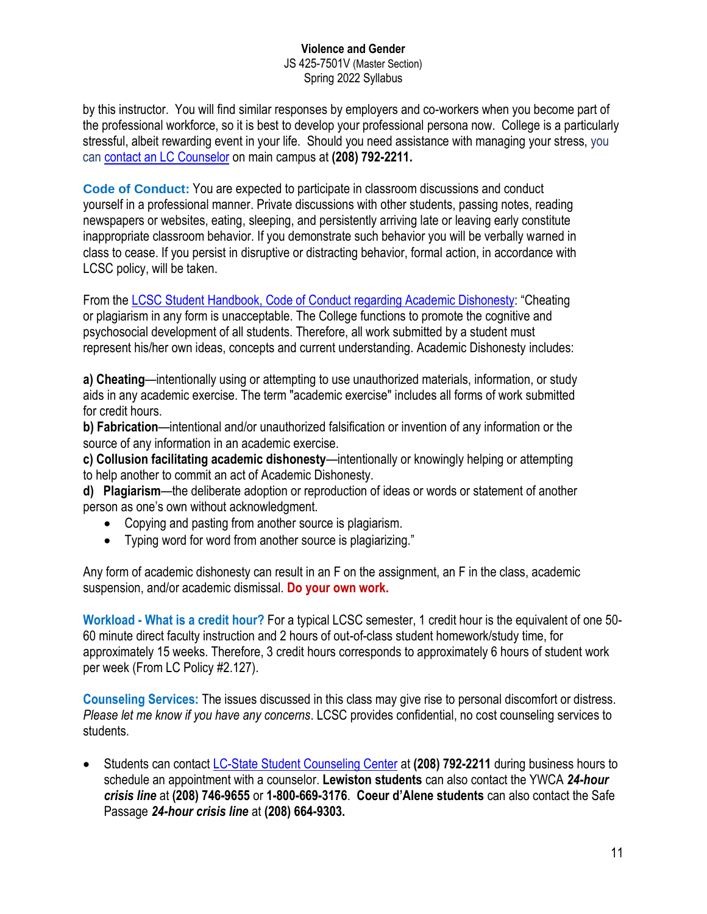by this instructor. You will find similar responses by employers and co-workers when you become part of the professional workforce, so it is best to develop your professional persona now. College is a particularly stressful, albeit rewarding event in your life. Should you need assistance with managing your stress, you can contact an LC Counselor on main campus at **(208) 792-2211.**

**Code of Conduct:** You are expected to participate in classroom discussions and conduct yourself in a professional manner. Private discussions with other students, passing notes, reading newspapers or websites, eating, sleeping, and persistently arriving late or leaving early constitute inappropriate classroom behavior. If you demonstrate such behavior you will be verbally warned in class to cease. If you persist in disruptive or distracting behavior, formal action, in accordance with LCSC policy, will be taken.

From the LCSC Student Handbook, Code of Conduct regarding Academic Dishonesty: "Cheating or plagiarism in any form is unacceptable. The College functions to promote the cognitive and psychosocial development of all students. Therefore, all work submitted by a student must represent his/her own ideas, concepts and current understanding. Academic Dishonesty includes:

**a) Cheating**—intentionally using or attempting to use unauthorized materials, information, or study aids in any academic exercise. The term "academic exercise" includes all forms of work submitted for credit hours.
**b) Fabrication**—intentional and/or unauthorized falsification or invention of any information or the source of any information in an academic exercise.
**c) Collusion facilitating academic dishonesty**—intentionally or knowingly helping or attempting to help another to commit an act of Academic Dishonesty.
**d) Plagiarism**—the deliberate adoption or reproduction of ideas or words or statement of another person as one's own without acknowledgment.

- Copying and pasting from another source is plagiarism.
- Typing word for word from another source is plagiarizing."

Any form of academic dishonesty can result in an F on the assignment, an F in the class, academic suspension, and/or academic dismissal. **Do your own work.**

**Workload - What is a credit hour?** For a typical LCSC semester, 1 credit hour is the equivalent of one 50-60 minute direct faculty instruction and 2 hours of out-of-class student homework/study time, for approximately 15 weeks. Therefore, 3 credit hours corresponds to approximately 6 hours of student work per week (From LC Policy #2.127).

**Counseling Services:** The issues discussed in this class may give rise to personal discomfort or distress. *Please let me know if you have any concerns*. LCSC provides confidential, no cost counseling services to students.

- Students can contact LC-State Student Counseling Center at **(208) 792-2211** during business hours to schedule an appointment with a counselor. **Lewiston students** can also contact the YWCA ***24-hour crisis line*** at **(208) 746-9655** or **1-800-669-3176**. **Coeur d'Alene students** can also contact the Safe Passage ***24-hour crisis line*** at **(208) 664-9303.**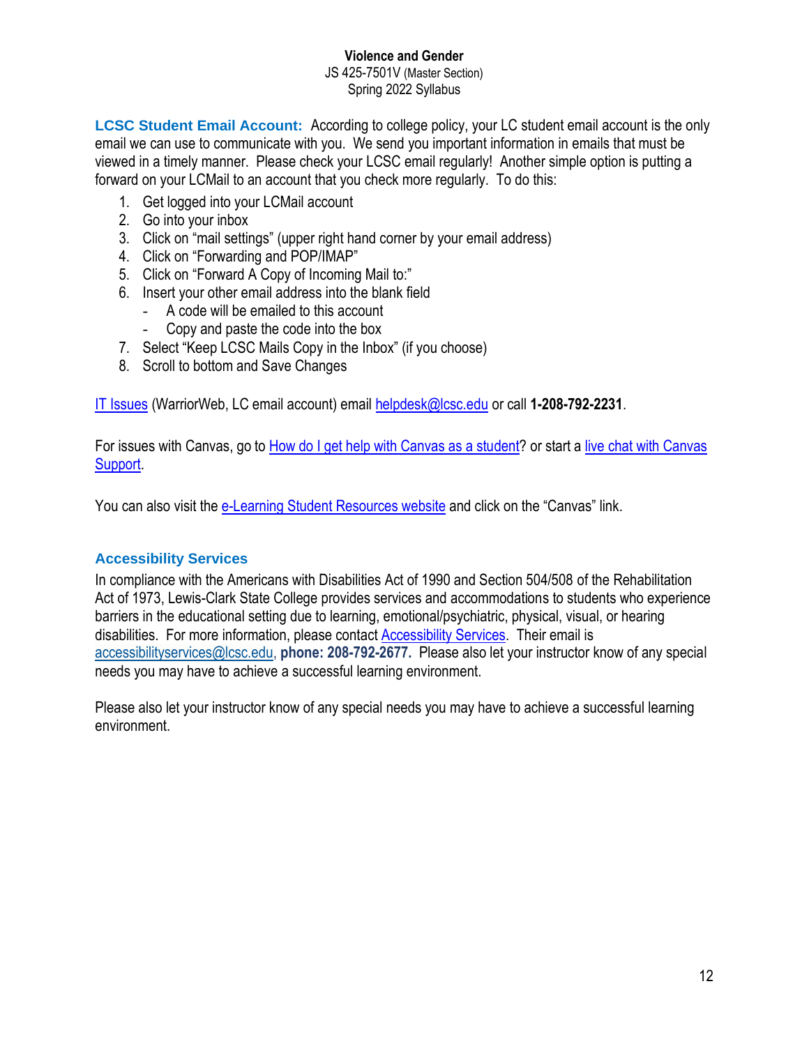**Violence and Gender**
JS 425-7501V (Master Section)
Spring 2022 Syllabus

**LCSC Student Email Account:** According to college policy, your LC student email account is the only email we can use to communicate with you. We send you important information in emails that must be viewed in a timely manner. Please check your LCSC email regularly! Another simple option is putting a forward on your LCMail to an account that you check more regularly. To do this:

1. Get logged into your LCMail account
2. Go into your inbox
3. Click on "mail settings" (upper right hand corner by your email address)
4. Click on "Forwarding and POP/IMAP"
5. Click on "Forward A Copy of Incoming Mail to:"
6. Insert your other email address into the blank field
   - A code will be emailed to this account
   - Copy and paste the code into the box
7. Select "Keep LCSC Mails Copy in the Inbox" (if you choose)
8. Scroll to bottom and Save Changes

IT Issues (WarriorWeb, LC email account) email helpdesk@lcsc.edu or call **1-208-792-2231**.

For issues with Canvas, go to How do I get help with Canvas as a student? or start a live chat with Canvas Support.

You can also visit the e-Learning Student Resources website and click on the "Canvas" link.

## Accessibility Services

In compliance with the Americans with Disabilities Act of 1990 and Section 504/508 of the Rehabilitation Act of 1973, Lewis-Clark State College provides services and accommodations to students who experience barriers in the educational setting due to learning, emotional/psychiatric, physical, visual, or hearing disabilities. For more information, please contact Accessibility Services. Their email is accessibilityservices@lcsc.edu, **phone: 208-792-2677.** Please also let your instructor know of any special needs you may have to achieve a successful learning environment.

Please also let your instructor know of any special needs you may have to achieve a successful learning environment.